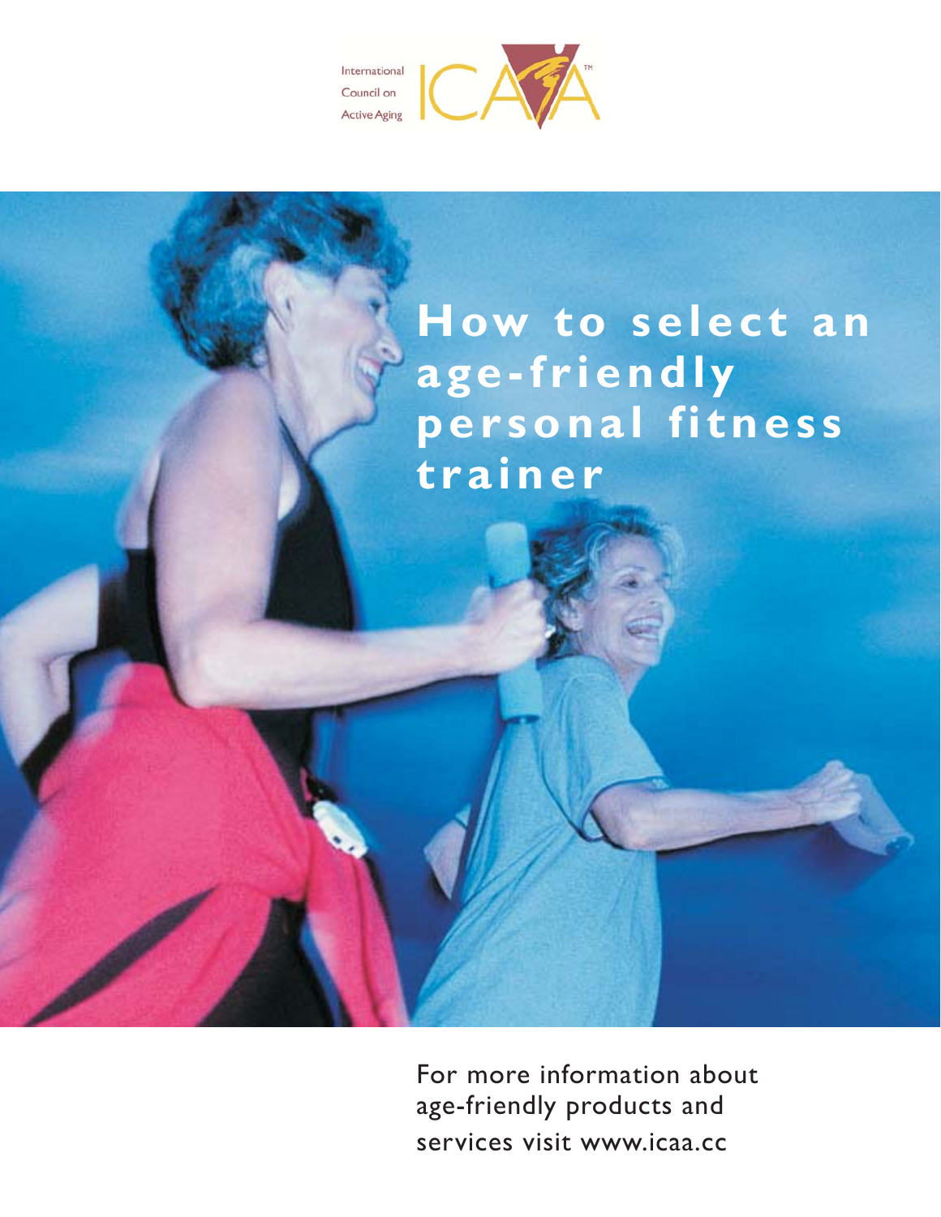International Council on Active Aging

# How to select an age-friendly personal fitness trainer

For more information about age-friendly products and services visit www.icaa.cc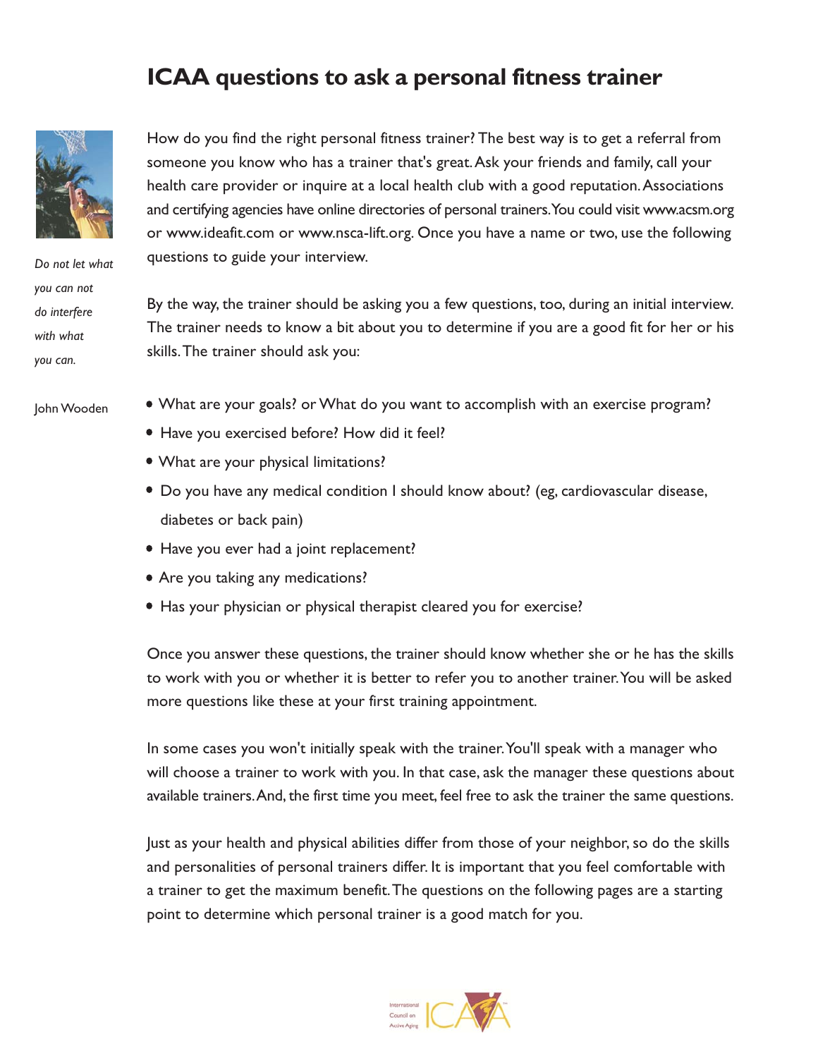# ICAA questions to ask a personal fitness trainer

*Do not let what you can not do interfere with what you can.*

John Wooden

How do you find the right personal fitness trainer? The best way is to get a referral from someone you know who has a trainer that's great. Ask your friends and family, call your health care provider or inquire at a local health club with a good reputation. Associations and certifying agencies have online directories of personal trainers. You could visit www.acsm.org or www.ideafit.com or www.nsca-lift.org. Once you have a name or two, use the following questions to guide your interview.

By the way, the trainer should be asking you a few questions, too, during an initial interview. The trainer needs to know a bit about you to determine if you are a good fit for her or his skills. The trainer should ask you:

- What are your goals? or What do you want to accomplish with an exercise program?
- Have you exercised before? How did it feel?
- What are your physical limitations?
- Do you have any medical condition I should know about? (eg, cardiovascular disease, diabetes or back pain)
- Have you ever had a joint replacement?
- Are you taking any medications?
- Has your physician or physical therapist cleared you for exercise?

Once you answer these questions, the trainer should know whether she or he has the skills to work with you or whether it is better to refer you to another trainer. You will be asked more questions like these at your first training appointment.

In some cases you won't initially speak with the trainer. You'll speak with a manager who will choose a trainer to work with you. In that case, ask the manager these questions about available trainers. And, the first time you meet, feel free to ask the trainer the same questions.

Just as your health and physical abilities differ from those of your neighbor, so do the skills and personalities of personal trainers differ. It is important that you feel comfortable with a trainer to get the maximum benefit. The questions on the following pages are a starting point to determine which personal trainer is a good match for you.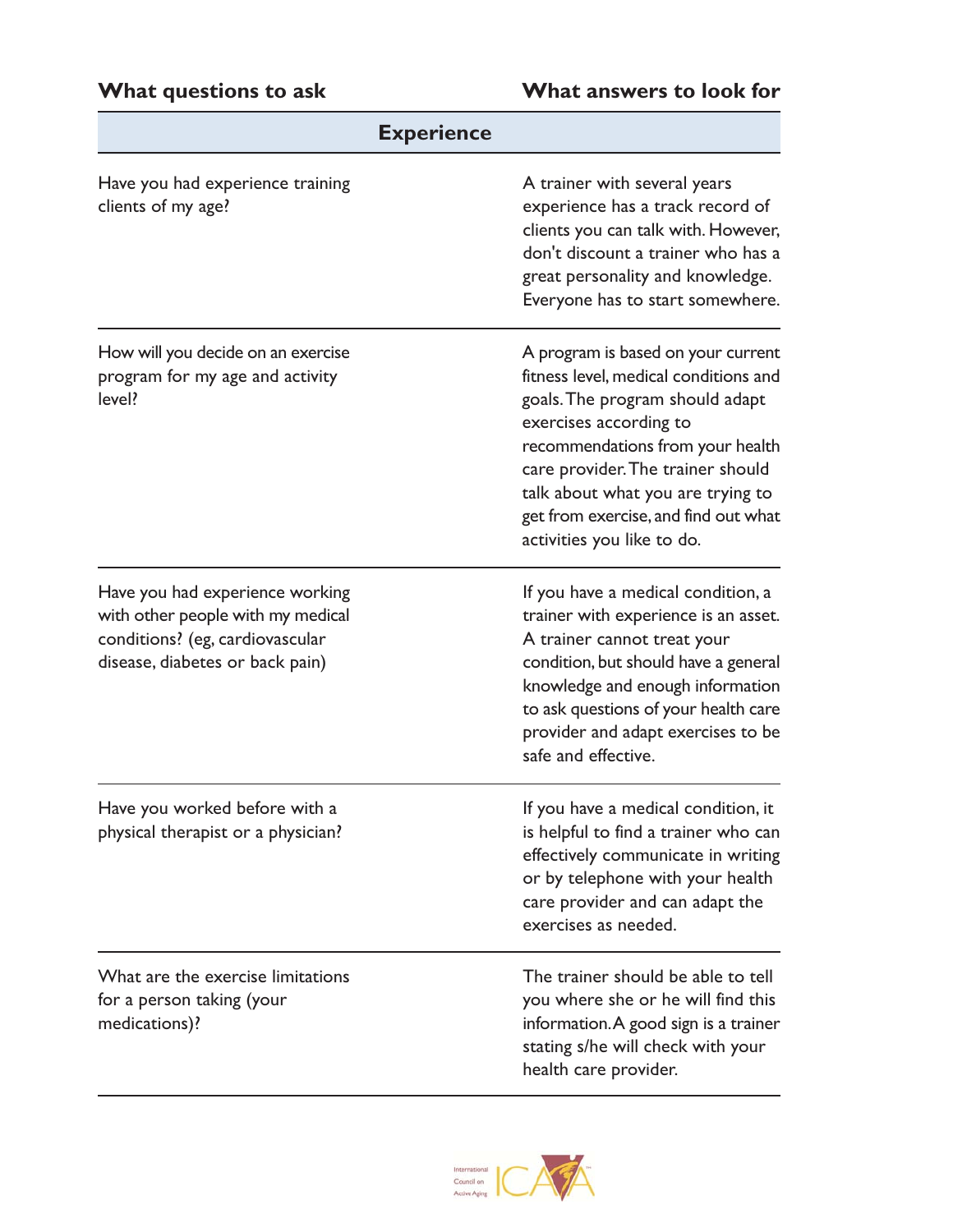| What questions to ask | What answers to look for |
| --- | --- |
| **Experience** | |
| Have you had experience training clients of my age? | A trainer with several years experience has a track record of clients you can talk with. However, don't discount a trainer who has a great personality and knowledge. Everyone has to start somewhere. |
| How will you decide on an exercise program for my age and activity level? | A program is based on your current fitness level, medical conditions and goals. The program should adapt exercises according to recommendations from your health care provider. The trainer should talk about what you are trying to get from exercise, and find out what activities you like to do. |
| Have you had experience working with other people with my medical conditions? (eg, cardiovascular disease, diabetes or back pain) | If you have a medical condition, a trainer with experience is an asset. A trainer cannot treat your condition, but should have a general knowledge and enough information to ask questions of your health care provider and adapt exercises to be safe and effective. |
| Have you worked before with a physical therapist or a physician? | If you have a medical condition, it is helpful to find a trainer who can effectively communicate in writing or by telephone with your health care provider and can adapt the exercises as needed. |
| What are the exercise limitations for a person taking (your medications)? | The trainer should be able to tell you where she or he will find this information. A good sign is a trainer stating s/he will check with your health care provider. |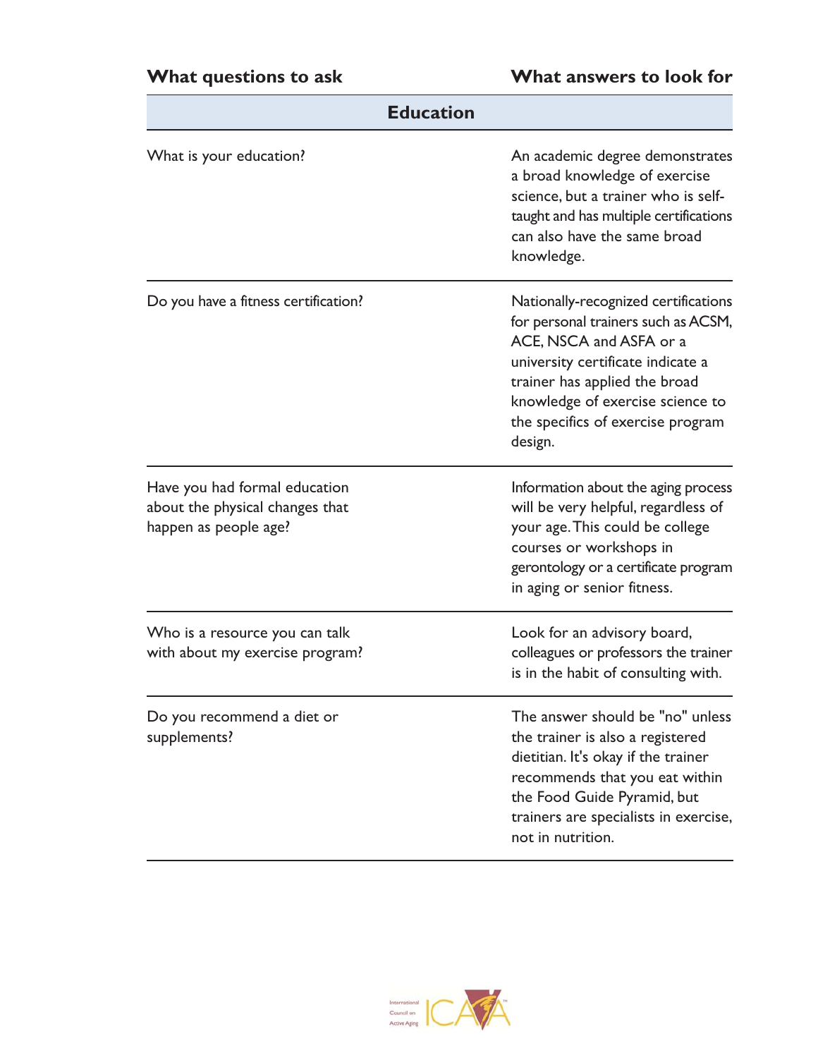| What questions to ask | What answers to look for |
| --- | --- |
| **Education** | |
| What is your education? | An academic degree demonstrates a broad knowledge of exercise science, but a trainer who is self-taught and has multiple certifications can also have the same broad knowledge. |
| Do you have a fitness certification? | Nationally-recognized certifications for personal trainers such as ACSM, ACE, NSCA and ASFA or a university certificate indicate a trainer has applied the broad knowledge of exercise science to the specifics of exercise program design. |
| Have you had formal education about the physical changes that happen as people age? | Information about the aging process will be very helpful, regardless of your age. This could be college courses or workshops in gerontology or a certificate program in aging or senior fitness. |
| Who is a resource you can talk with about my exercise program? | Look for an advisory board, colleagues or professors the trainer is in the habit of consulting with. |
| Do you recommend a diet or supplements? | The answer should be "no" unless the trainer is also a registered dietitian. It's okay if the trainer recommends that you eat within the Food Guide Pyramid, but trainers are specialists in exercise, not in nutrition. |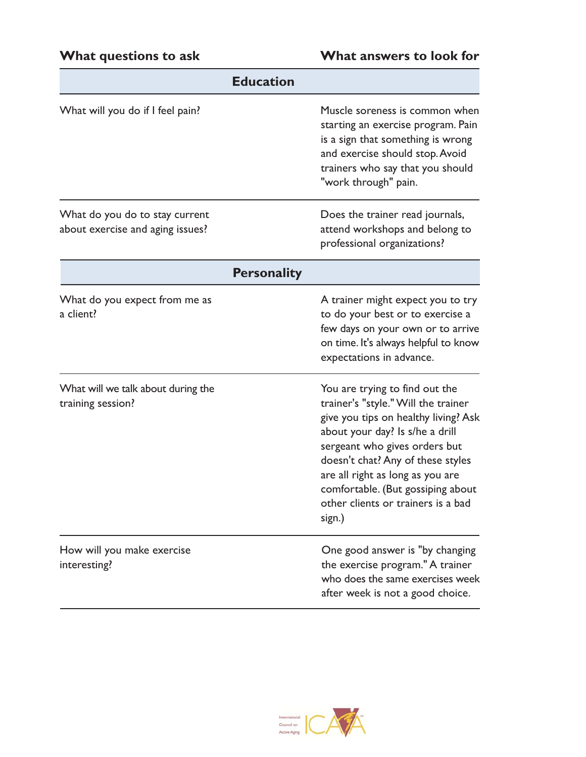| What questions to ask | What answers to look for |
| --- | --- |
| **Education** | |
| What will you do if I feel pain? | Muscle soreness is common when starting an exercise program. Pain is a sign that something is wrong and exercise should stop. Avoid trainers who say that you should "work through" pain. |
| What do you do to stay current about exercise and aging issues? | Does the trainer read journals, attend workshops and belong to professional organizations? |
| **Personality** | |
| What do you expect from me as a client? | A trainer might expect you to try to do your best or to exercise a few days on your own or to arrive on time. It's always helpful to know expectations in advance. |
| What will we talk about during the training session? | You are trying to find out the trainer's "style." Will the trainer give you tips on healthy living? Ask about your day? Is s/he a drill sergeant who gives orders but doesn't chat? Any of these styles are all right as long as you are comfortable. (But gossiping about other clients or trainers is a bad sign.) |
| How will you make exercise interesting? | One good answer is "by changing the exercise program." A trainer who does the same exercises week after week is not a good choice. |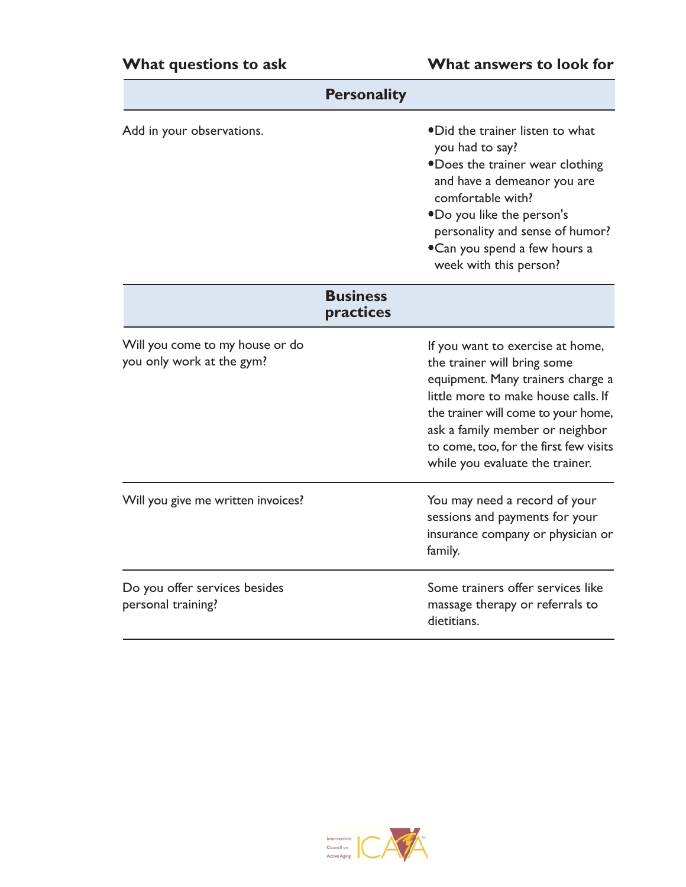| What questions to ask | What answers to look for |
| --- | --- |
| **Personality** | |
| Add in your observations. | • Did the trainer listen to what you had to say?<br>• Does the trainer wear clothing and have a demeanor you are comfortable with?<br>• Do you like the person's personality and sense of humor?<br>• Can you spend a few hours a week with this person? |
| **Business practices** | |
| Will you come to my house or do you only work at the gym? | If you want to exercise at home, the trainer will bring some equipment. Many trainers charge a little more to make house calls. If the trainer will come to your home, ask a family member or neighbor to come, too, for the first few visits while you evaluate the trainer. |
| Will you give me written invoices? | You may need a record of your sessions and payments for your insurance company or physician or family. |
| Do you offer services besides personal training? | Some trainers offer services like massage therapy or referrals to dietitians. |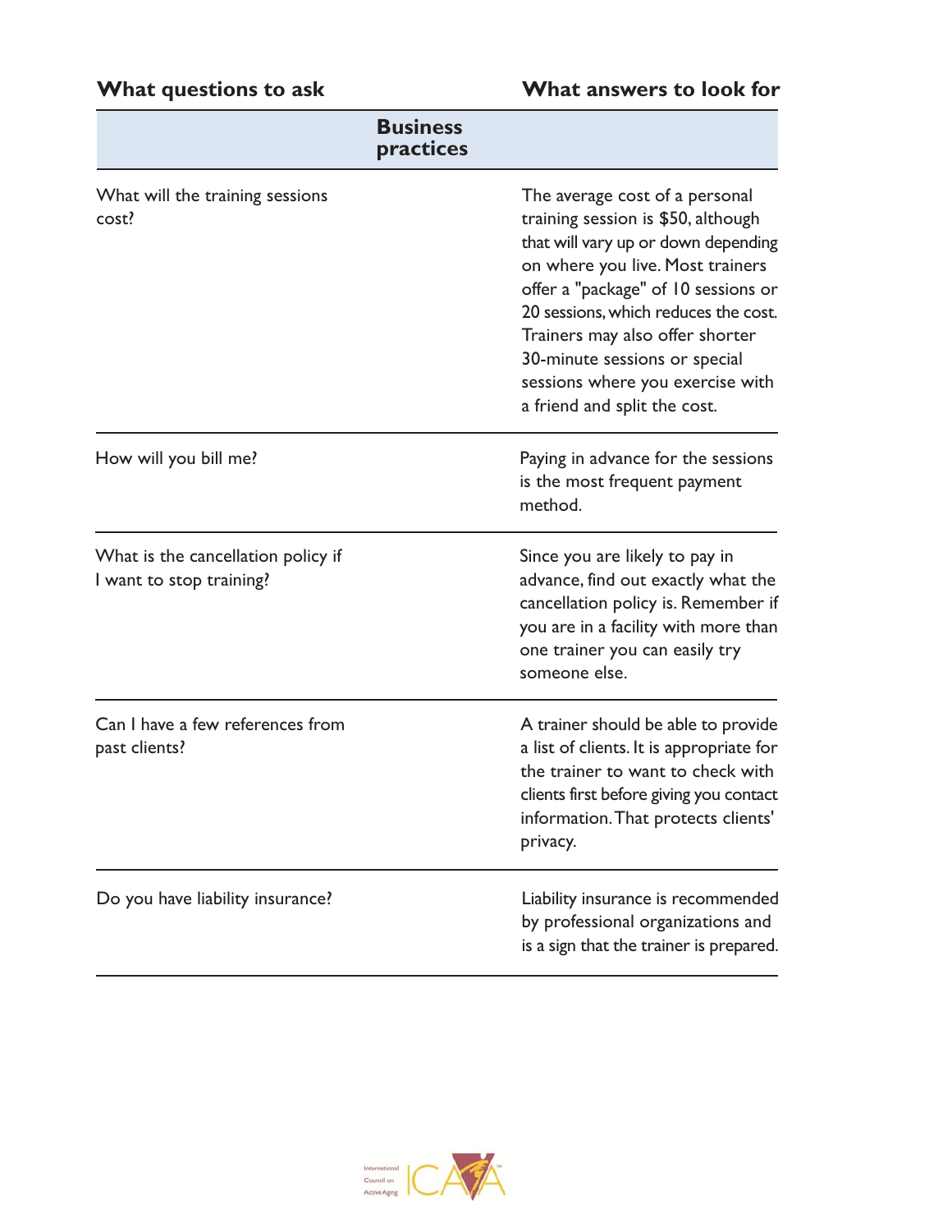| What questions to ask | What answers to look for |
| --- | --- |
| **Business practices** | |
| What will the training sessions cost? | The average cost of a personal training session is $50, although that will vary up or down depending on where you live. Most trainers offer a "package" of 10 sessions or 20 sessions, which reduces the cost. Trainers may also offer shorter 30-minute sessions or special sessions where you exercise with a friend and split the cost. |
| How will you bill me? | Paying in advance for the sessions is the most frequent payment method. |
| What is the cancellation policy if I want to stop training? | Since you are likely to pay in advance, find out exactly what the cancellation policy is. Remember if you are in a facility with more than one trainer you can easily try someone else. |
| Can I have a few references from past clients? | A trainer should be able to provide a list of clients. It is appropriate for the trainer to want to check with clients first before giving you contact information. That protects clients' privacy. |
| Do you have liability insurance? | Liability insurance is recommended by professional organizations and is a sign that the trainer is prepared. |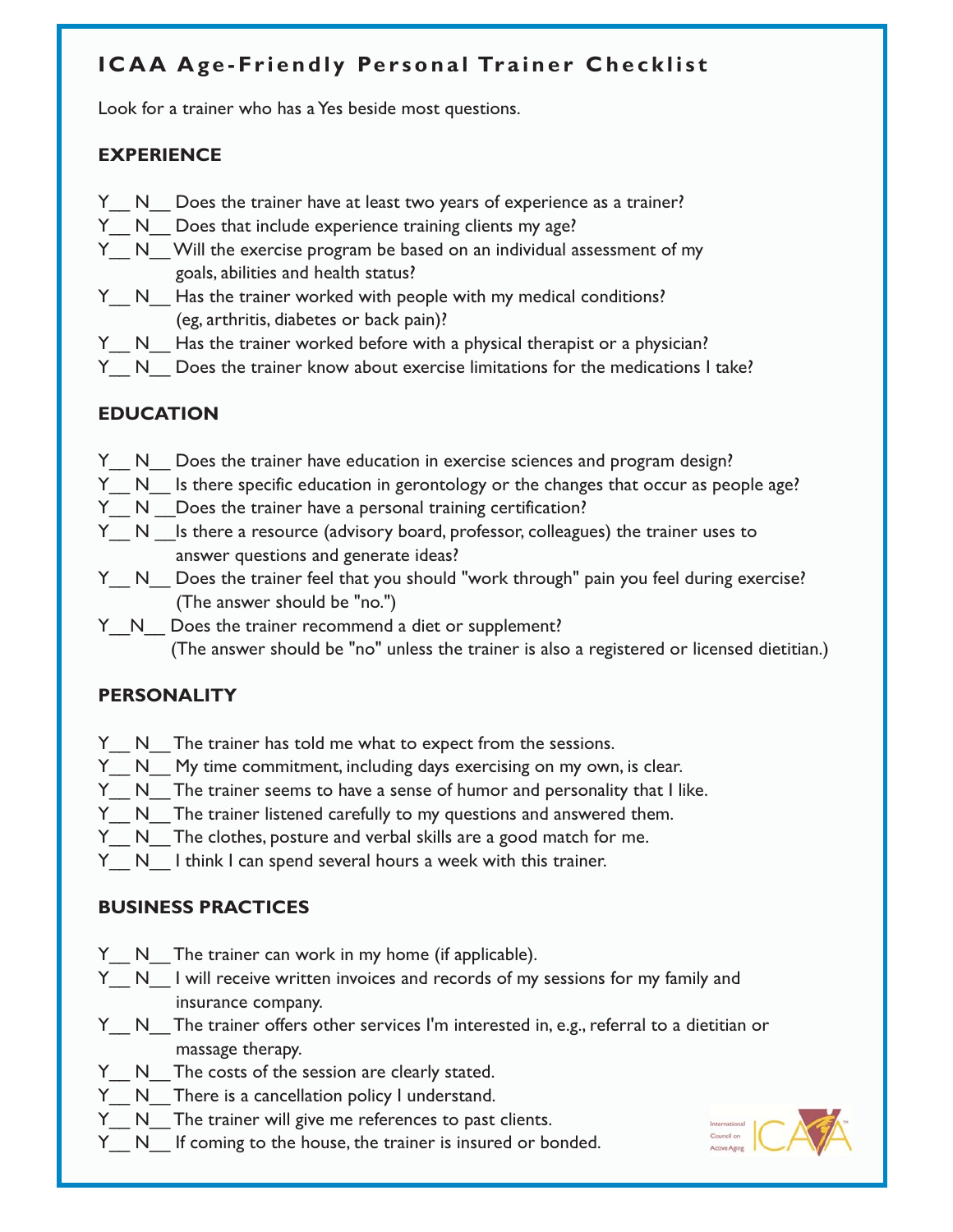## ICAA Age-Friendly Personal Trainer Checklist

Look for a trainer who has a Yes beside most questions.

### EXPERIENCE

Y__ N__ Does the trainer have at least two years of experience as a trainer?
Y__ N__ Does that include experience training clients my age?
Y__ N__ Will the exercise program be based on an individual assessment of my goals, abilities and health status?
Y__ N__ Has the trainer worked with people with my medical conditions? (eg, arthritis, diabetes or back pain)?
Y__ N__ Has the trainer worked before with a physical therapist or a physician?
Y__ N__ Does the trainer know about exercise limitations for the medications I take?

### EDUCATION

Y__ N__ Does the trainer have education in exercise sciences and program design?
Y__ N__ Is there specific education in gerontology or the changes that occur as people age?
Y__ N __Does the trainer have a personal training certification?
Y__ N __Is there a resource (advisory board, professor, colleagues) the trainer uses to answer questions and generate ideas?
Y__ N__ Does the trainer feel that you should "work through" pain you feel during exercise? (The answer should be "no.")
Y__N__ Does the trainer recommend a diet or supplement? (The answer should be "no" unless the trainer is also a registered or licensed dietitian.)

### PERSONALITY

Y__ N__The trainer has told me what to expect from the sessions.
Y__ N__ My time commitment, including days exercising on my own, is clear.
Y__ N__The trainer seems to have a sense of humor and personality that I like.
Y__ N__The trainer listened carefully to my questions and answered them.
Y__ N__The clothes, posture and verbal skills are a good match for me.
Y__ N__ I think I can spend several hours a week with this trainer.

### BUSINESS PRACTICES

Y__ N__The trainer can work in my home (if applicable).
Y__ N__ I will receive written invoices and records of my sessions for my family and insurance company.
Y__ N__The trainer offers other services I'm interested in, e.g., referral to a dietitian or massage therapy.
Y__ N__The costs of the session are clearly stated.
Y__ N__There is a cancellation policy I understand.
Y__ N__The trainer will give me references to past clients.
Y__ N__ If coming to the house, the trainer is insured or bonded.

International Council on Active Aging ICAA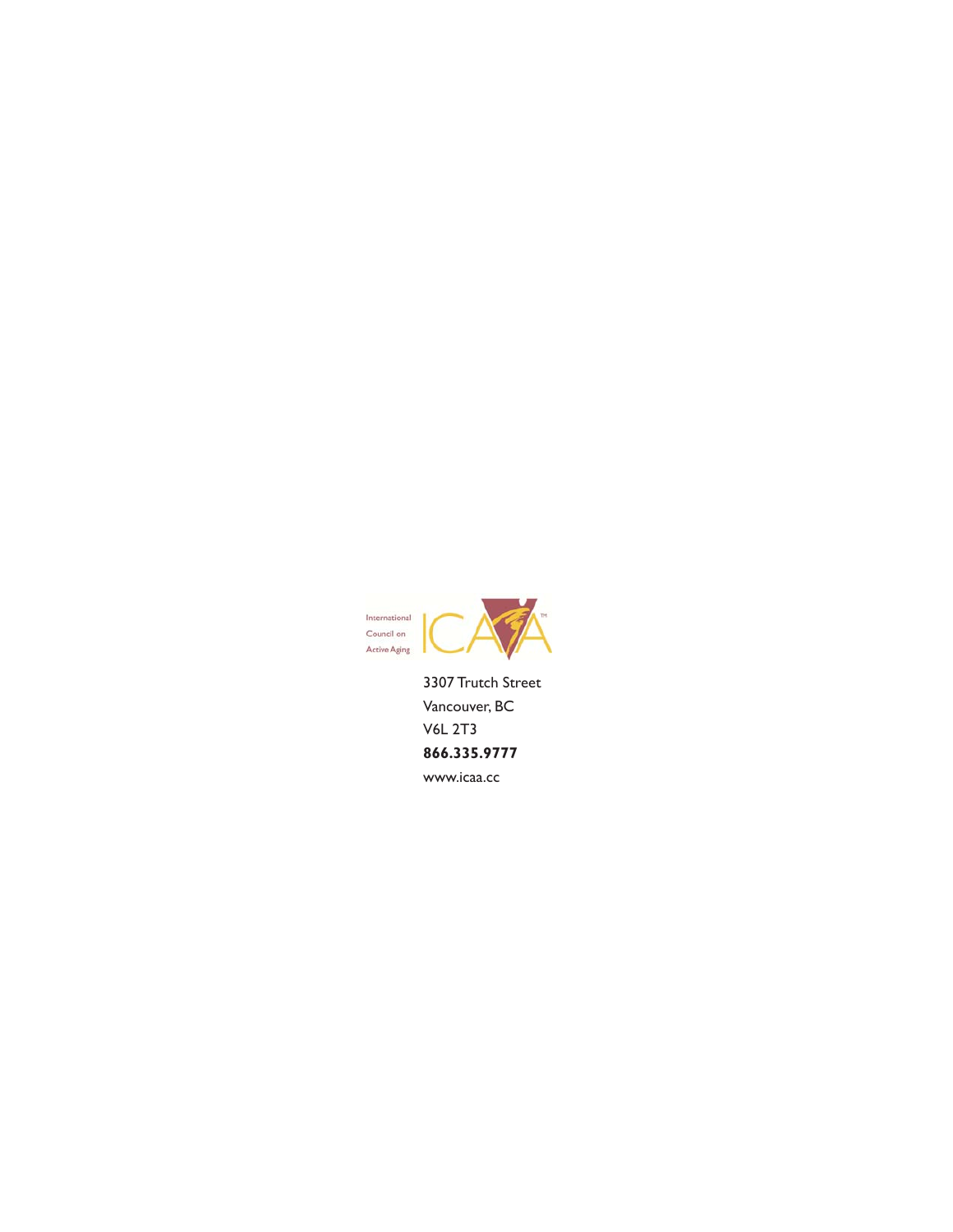International
Council on
Active Aging

ICAA

3307 Trutch Street
Vancouver, BC
V6L 2T3
**866.335.9777**
www.icaa.cc